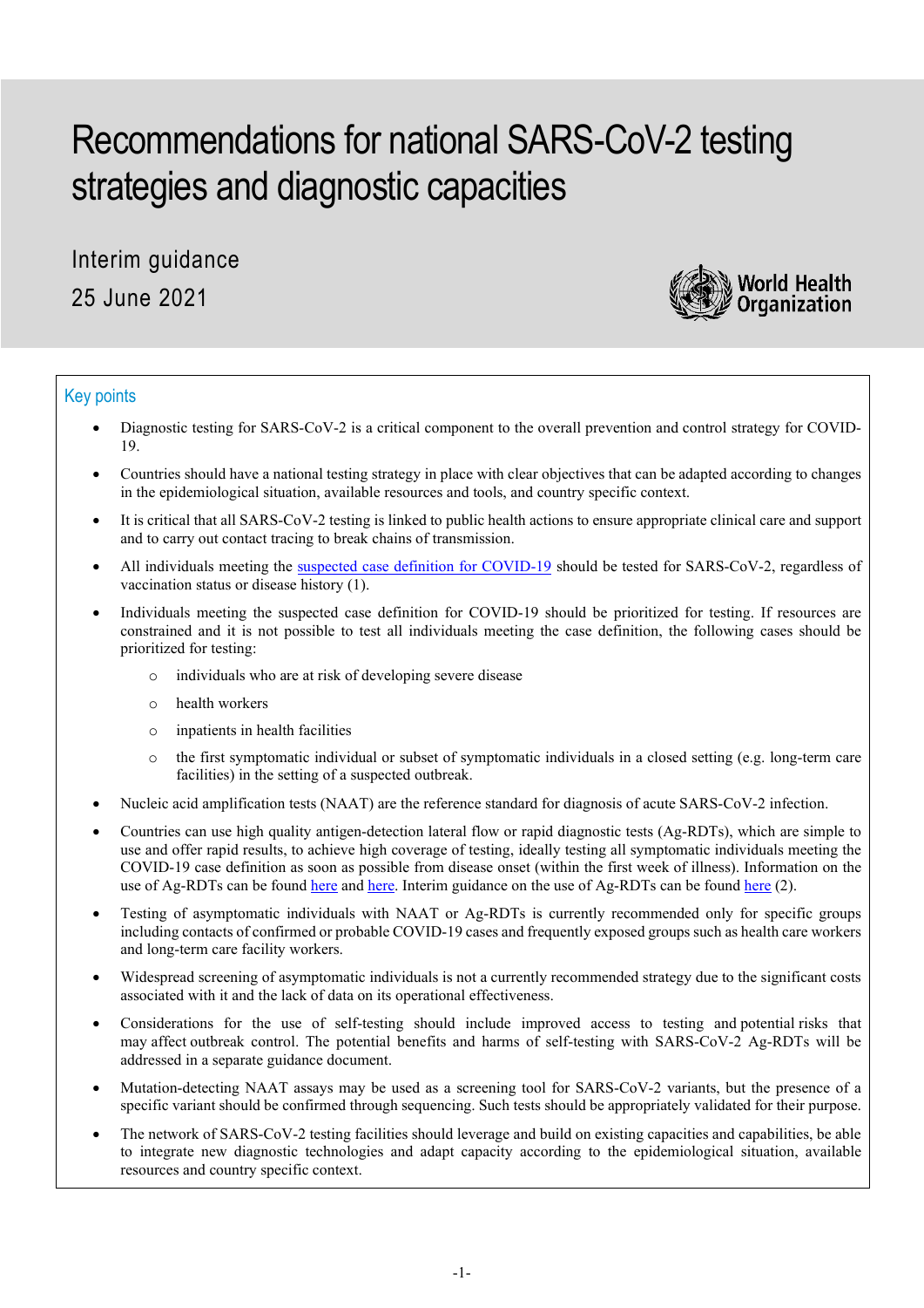# Recommendations for national SARS-CoV-2 testing strategies and diagnostic capacities

Interim guidance

25 June 2021

World Health Organization

## Key points

- Diagnostic testing for SARS-CoV-2 is a critical component to the overall prevention and control strategy for COVID-19.
- Countries should have a national testing strategy in place with clear objectives that can be adapted according to changes in the epidemiological situation, available resources and tools, and country specific context.
- It is critical that all SARS-CoV-2 testing is linked to public health actions to ensure appropriate clinical care and support and to carry out contact tracing to break chains of transmission.
- All individuals meeting the suspected case definition for COVID-19 should be tested for SARS-CoV-2, regardless of vaccination status or disease history (1).
- Individuals meeting the suspected case definition for COVID-19 should be prioritized for testing. If resources are constrained and it is not possible to test all individuals meeting the case definition, the following cases should be prioritized for testing:
  - individuals who are at risk of developing severe disease
  - health workers
  - inpatients in health facilities
  - the first symptomatic individual or subset of symptomatic individuals in a closed setting (e.g. long-term care facilities) in the setting of a suspected outbreak.
- Nucleic acid amplification tests (NAAT) are the reference standard for diagnosis of acute SARS-CoV-2 infection.
- Countries can use high quality antigen-detection lateral flow or rapid diagnostic tests (Ag-RDTs), which are simple to use and offer rapid results, to achieve high coverage of testing, ideally testing all symptomatic individuals meeting the COVID-19 case definition as soon as possible from disease onset (within the first week of illness). Information on the use of Ag-RDTs can be found here and here. Interim guidance on the use of Ag-RDTs can be found here (2).
- Testing of asymptomatic individuals with NAAT or Ag-RDTs is currently recommended only for specific groups including contacts of confirmed or probable COVID-19 cases and frequently exposed groups such as health care workers and long-term care facility workers.
- Widespread screening of asymptomatic individuals is not a currently recommended strategy due to the significant costs associated with it and the lack of data on its operational effectiveness.
- Considerations for the use of self-testing should include improved access to testing and potential risks that may affect outbreak control. The potential benefits and harms of self-testing with SARS-CoV-2 Ag-RDTs will be addressed in a separate guidance document.
- Mutation-detecting NAAT assays may be used as a screening tool for SARS-CoV-2 variants, but the presence of a specific variant should be confirmed through sequencing. Such tests should be appropriately validated for their purpose.
- The network of SARS-CoV-2 testing facilities should leverage and build on existing capacities and capabilities, be able to integrate new diagnostic technologies and adapt capacity according to the epidemiological situation, available resources and country specific context.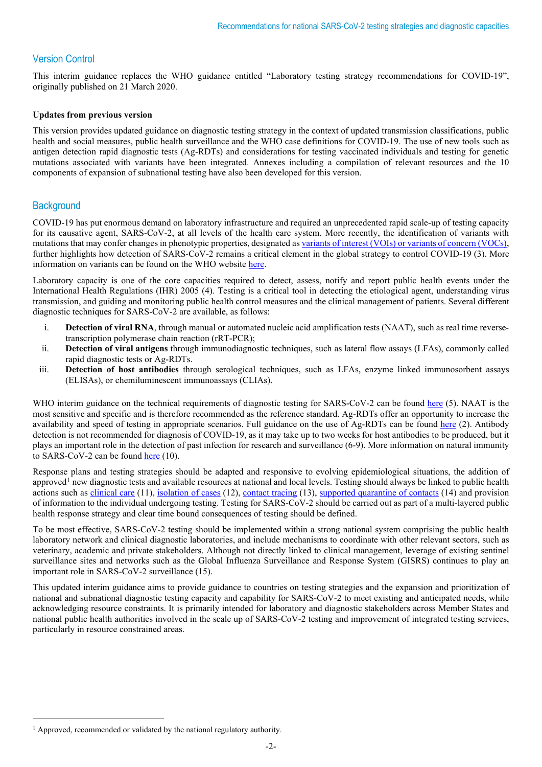## Version Control

This interim guidance replaces the WHO guidance entitled "Laboratory testing strategy recommendations for COVID-19", originally published on 21 March 2020.

**Updates from previous version**

This version provides updated guidance on diagnostic testing strategy in the context of updated transmission classifications, public health and social measures, public health surveillance and the WHO case definitions for COVID-19. The use of new tools such as antigen detection rapid diagnostic tests (Ag-RDTs) and considerations for testing vaccinated individuals and testing for genetic mutations associated with variants have been integrated. Annexes including a compilation of relevant resources and the 10 components of expansion of subnational testing have also been developed for this version.

## Background

COVID-19 has put enormous demand on laboratory infrastructure and required an unprecedented rapid scale-up of testing capacity for its causative agent, SARS-CoV-2, at all levels of the health care system. More recently, the identification of variants with mutations that may confer changes in phenotypic properties, designated as variants of interest (VOIs) or variants of concern (VOCs), further highlights how detection of SARS-CoV-2 remains a critical element in the global strategy to control COVID-19 (3). More information on variants can be found on the WHO website here.

Laboratory capacity is one of the core capacities required to detect, assess, notify and report public health events under the International Health Regulations (IHR) 2005 (4). Testing is a critical tool in detecting the etiological agent, understanding virus transmission, and guiding and monitoring public health control measures and the clinical management of patients. Several different diagnostic techniques for SARS-CoV-2 are available, as follows:

i. **Detection of viral RNA**, through manual or automated nucleic acid amplification tests (NAAT), such as real time reverse-transcription polymerase chain reaction (rRT-PCR);
ii. **Detection of viral antigens** through immunodiagnostic techniques, such as lateral flow assays (LFAs), commonly called rapid diagnostic tests or Ag-RDTs.
iii. **Detection of host antibodies** through serological techniques, such as LFAs, enzyme linked immunosorbent assays (ELISAs), or chemiluminescent immunoassays (CLIAs).

WHO interim guidance on the technical requirements of diagnostic testing for SARS-CoV-2 can be found here (5). NAAT is the most sensitive and specific and is therefore recommended as the reference standard. Ag-RDTs offer an opportunity to increase the availability and speed of testing in appropriate scenarios. Full guidance on the use of Ag-RDTs can be found here (2). Antibody detection is not recommended for diagnosis of COVID-19, as it may take up to two weeks for host antibodies to be produced, but it plays an important role in the detection of past infection for research and surveillance (6-9). More information on natural immunity to SARS-CoV-2 can be found here (10).

Response plans and testing strategies should be adapted and responsive to evolving epidemiological situations, the addition of approved[1] new diagnostic tests and available resources at national and local levels. Testing should always be linked to public health actions such as clinical care (11), isolation of cases (12), contact tracing (13), supported quarantine of contacts (14) and provision of information to the individual undergoing testing. Testing for SARS-CoV-2 should be carried out as part of a multi-layered public health response strategy and clear time bound consequences of testing should be defined.

To be most effective, SARS-CoV-2 testing should be implemented within a strong national system comprising the public health laboratory network and clinical diagnostic laboratories, and include mechanisms to coordinate with other relevant sectors, such as veterinary, academic and private stakeholders. Although not directly linked to clinical management, leverage of existing sentinel surveillance sites and networks such as the Global Influenza Surveillance and Response System (GISRS) continues to play an important role in SARS-CoV-2 surveillance (15).

This updated interim guidance aims to provide guidance to countries on testing strategies and the expansion and prioritization of national and subnational diagnostic testing capacity and capability for SARS-CoV-2 to meet existing and anticipated needs, while acknowledging resource constraints. It is primarily intended for laboratory and diagnostic stakeholders across Member States and national public health authorities involved in the scale up of SARS-CoV-2 testing and improvement of integrated testing services, particularly in resource constrained areas.

---

[1] Approved, recommended or validated by the national regulatory authority.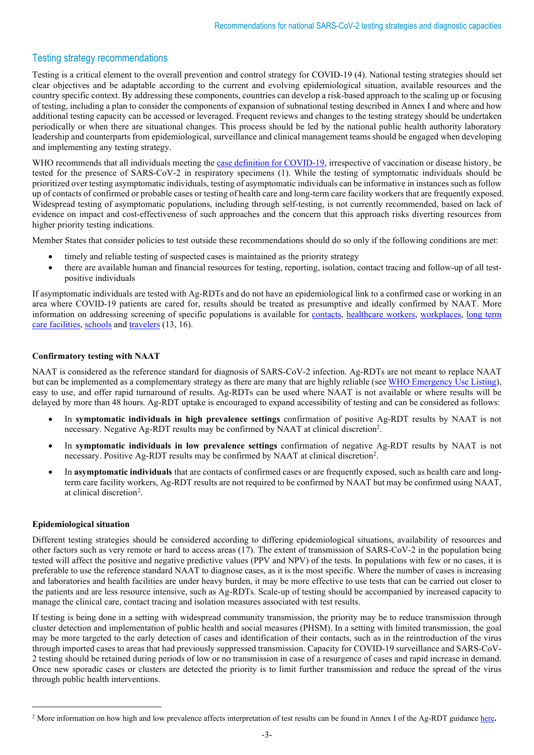## Testing strategy recommendations

Testing is a critical element to the overall prevention and control strategy for COVID-19 (4). National testing strategies should set clear objectives and be adaptable according to the current and evolving epidemiological situation, available resources and the country specific context. By addressing these components, countries can develop a risk-based approach to the scaling up or focusing of testing, including a plan to consider the components of expansion of subnational testing described in Annex I and where and how additional testing capacity can be accessed or leveraged. Frequent reviews and changes to the testing strategy should be undertaken periodically or when there are situational changes. This process should be led by the national public health authority laboratory leadership and counterparts from epidemiological, surveillance and clinical management teams should be engaged when developing and implementing any testing strategy.

WHO recommends that all individuals meeting the case definition for COVID-19, irrespective of vaccination or disease history, be tested for the presence of SARS-CoV-2 in respiratory specimens (1). While the testing of symptomatic individuals should be prioritized over testing asymptomatic individuals, testing of asymptomatic individuals can be informative in instances such as follow up of contacts of confirmed or probable cases or testing of health care and long-term care facility workers that are frequently exposed. Widespread testing of asymptomatic populations, including through self-testing, is not currently recommended, based on lack of evidence on impact and cost-effectiveness of such approaches and the concern that this approach risks diverting resources from higher priority testing indications.

Member States that consider policies to test outside these recommendations should do so only if the following conditions are met:

- timely and reliable testing of suspected cases is maintained as the priority strategy
- there are available human and financial resources for testing, reporting, isolation, contact tracing and follow-up of all test-positive individuals

If asymptomatic individuals are tested with Ag-RDTs and do not have an epidemiological link to a confirmed case or working in an area where COVID-19 patients are cared for, results should be treated as presumptive and ideally confirmed by NAAT. More information on addressing screening of specific populations is available for contacts, healthcare workers, workplaces, long term care facilities, schools and travelers (13, 16).

**Confirmatory testing with NAAT**

NAAT is considered as the reference standard for diagnosis of SARS-CoV-2 infection. Ag-RDTs are not meant to replace NAAT but can be implemented as a complementary strategy as there are many that are highly reliable (see WHO Emergency Use Listing), easy to use, and offer rapid turnaround of results. Ag-RDTs can be used where NAAT is not available or where results will be delayed by more than 48 hours. Ag-RDT uptake is encouraged to expand accessibility of testing and can be considered as follows:

- In **symptomatic individuals in high prevalence settings** confirmation of positive Ag-RDT results by NAAT is not necessary. Negative Ag-RDT results may be confirmed by NAAT at clinical discretion[2].
- In **symptomatic individuals in low prevalence settings** confirmation of negative Ag-RDT results by NAAT is not necessary. Positive Ag-RDT results may be confirmed by NAAT at clinical discretion[2].
- In **asymptomatic individuals** that are contacts of confirmed cases or are frequently exposed, such as health care and long-term care facility workers, Ag-RDT results are not required to be confirmed by NAAT but may be confirmed using NAAT, at clinical discretion[2].

**Epidemiological situation**

Different testing strategies should be considered according to differing epidemiological situations, availability of resources and other factors such as very remote or hard to access areas (17). The extent of transmission of SARS-CoV-2 in the population being tested will affect the positive and negative predictive values (PPV and NPV) of the tests. In populations with few or no cases, it is preferable to use the reference standard NAAT to diagnose cases, as it is the most specific. Where the number of cases is increasing and laboratories and health facilities are under heavy burden, it may be more effective to use tests that can be carried out closer to the patients and are less resource intensive, such as Ag-RDTs. Scale-up of testing should be accompanied by increased capacity to manage the clinical care, contact tracing and isolation measures associated with test results.

If testing is being done in a setting with widespread community transmission, the priority may be to reduce transmission through cluster detection and implementation of public health and social measures (PHSM). In a setting with limited transmission, the goal may be more targeted to the early detection of cases and identification of their contacts, such as in the reintroduction of the virus through imported cases to areas that had previously suppressed transmission. Capacity for COVID-19 surveillance and SARS-CoV-2 testing should be retained during periods of low or no transmission in case of a resurgence of cases and rapid increase in demand. Once new sporadic cases or clusters are detected the priority is to limit further transmission and reduce the spread of the virus through public health interventions.

[2] More information on how high and low prevalence affects interpretation of test results can be found in Annex I of the Ag-RDT guidance **here.**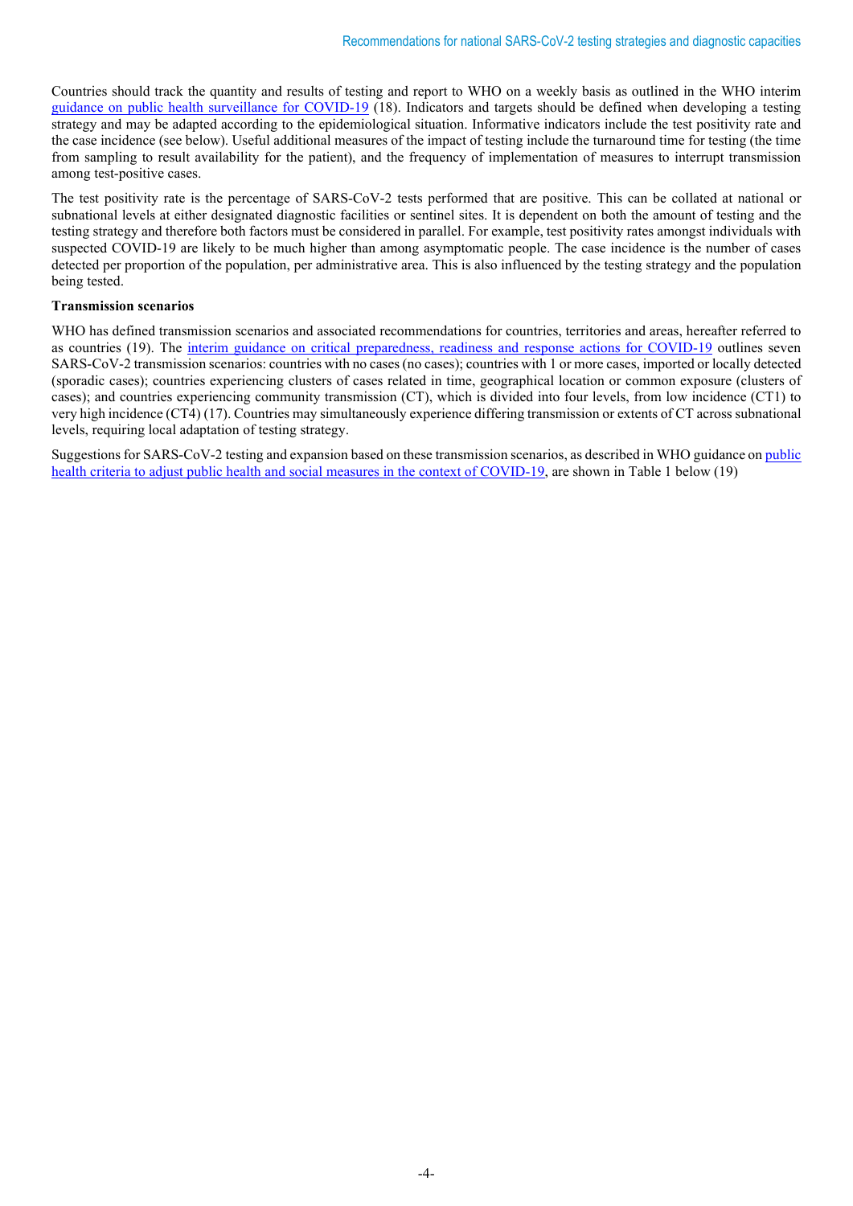Countries should track the quantity and results of testing and report to WHO on a weekly basis as outlined in the WHO interim guidance on public health surveillance for COVID-19 (18). Indicators and targets should be defined when developing a testing strategy and may be adapted according to the epidemiological situation. Informative indicators include the test positivity rate and the case incidence (see below). Useful additional measures of the impact of testing include the turnaround time for testing (the time from sampling to result availability for the patient), and the frequency of implementation of measures to interrupt transmission among test-positive cases.

The test positivity rate is the percentage of SARS-CoV-2 tests performed that are positive. This can be collated at national or subnational levels at either designated diagnostic facilities or sentinel sites. It is dependent on both the amount of testing and the testing strategy and therefore both factors must be considered in parallel. For example, test positivity rates amongst individuals with suspected COVID-19 are likely to be much higher than among asymptomatic people. The case incidence is the number of cases detected per proportion of the population, per administrative area. This is also influenced by the testing strategy and the population being tested.

**Transmission scenarios**

WHO has defined transmission scenarios and associated recommendations for countries, territories and areas, hereafter referred to as countries (19). The interim guidance on critical preparedness, readiness and response actions for COVID-19 outlines seven SARS-CoV-2 transmission scenarios: countries with no cases (no cases); countries with 1 or more cases, imported or locally detected (sporadic cases); countries experiencing clusters of cases related in time, geographical location or common exposure (clusters of cases); and countries experiencing community transmission (CT), which is divided into four levels, from low incidence (CT1) to very high incidence (CT4) (17). Countries may simultaneously experience differing transmission or extents of CT across subnational levels, requiring local adaptation of testing strategy.

Suggestions for SARS-CoV-2 testing and expansion based on these transmission scenarios, as described in WHO guidance on public health criteria to adjust public health and social measures in the context of COVID-19, are shown in Table 1 below (19)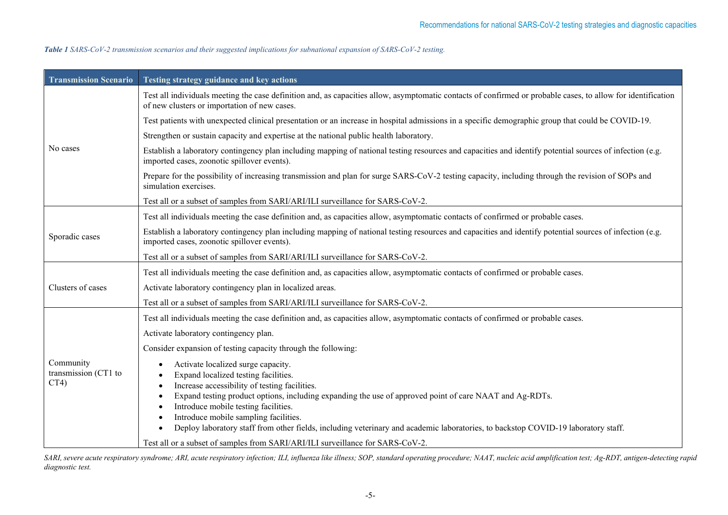***Table 1*** *SARS-CoV-2 transmission scenarios and their suggested implications for subnational expansion of SARS-CoV-2 testing.*

| Transmission Scenario | Testing strategy guidance and key actions |
|---|---|
| No cases | Test all individuals meeting the case definition and, as capacities allow, asymptomatic contacts of confirmed or probable cases, to allow for identification of new clusters or importation of new cases.<br><br>Test patients with unexpected clinical presentation or an increase in hospital admissions in a specific demographic group that could be COVID-19.<br><br>Strengthen or sustain capacity and expertise at the national public health laboratory.<br><br>Establish a laboratory contingency plan including mapping of national testing resources and capacities and identify potential sources of infection (e.g. imported cases, zoonotic spillover events).<br><br>Prepare for the possibility of increasing transmission and plan for surge SARS-CoV-2 testing capacity, including through the revision of SOPs and simulation exercises.<br><br>Test all or a subset of samples from SARI/ARI/ILI surveillance for SARS-CoV-2. |
| Sporadic cases | Test all individuals meeting the case definition and, as capacities allow, asymptomatic contacts of confirmed or probable cases.<br><br>Establish a laboratory contingency plan including mapping of national testing resources and capacities and identify potential sources of infection (e.g. imported cases, zoonotic spillover events).<br><br>Test all or a subset of samples from SARI/ARI/ILI surveillance for SARS-CoV-2. |
| Clusters of cases | Test all individuals meeting the case definition and, as capacities allow, asymptomatic contacts of confirmed or probable cases.<br><br>Activate laboratory contingency plan in localized areas.<br><br>Test all or a subset of samples from SARI/ARI/ILI surveillance for SARS-CoV-2. |
| Community transmission (CT1 to CT4) | Test all individuals meeting the case definition and, as capacities allow, asymptomatic contacts of confirmed or probable cases.<br><br>Activate laboratory contingency plan.<br><br>Consider expansion of testing capacity through the following:<br>• Activate localized surge capacity.<br>• Expand localized testing facilities.<br>• Increase accessibility of testing facilities.<br>• Expand testing product options, including expanding the use of approved point of care NAAT and Ag-RDTs.<br>• Introduce mobile testing facilities.<br>• Introduce mobile sampling facilities.<br>• Deploy laboratory staff from other fields, including veterinary and academic laboratories, to backstop COVID-19 laboratory staff.<br><br>Test all or a subset of samples from SARI/ARI/ILI surveillance for SARS-CoV-2. |

*SARI, severe acute respiratory syndrome; ARI, acute respiratory infection; ILI, influenza like illness; SOP, standard operating procedure; NAAT, nucleic acid amplification test; Ag-RDT, antigen-detecting rapid diagnostic test.*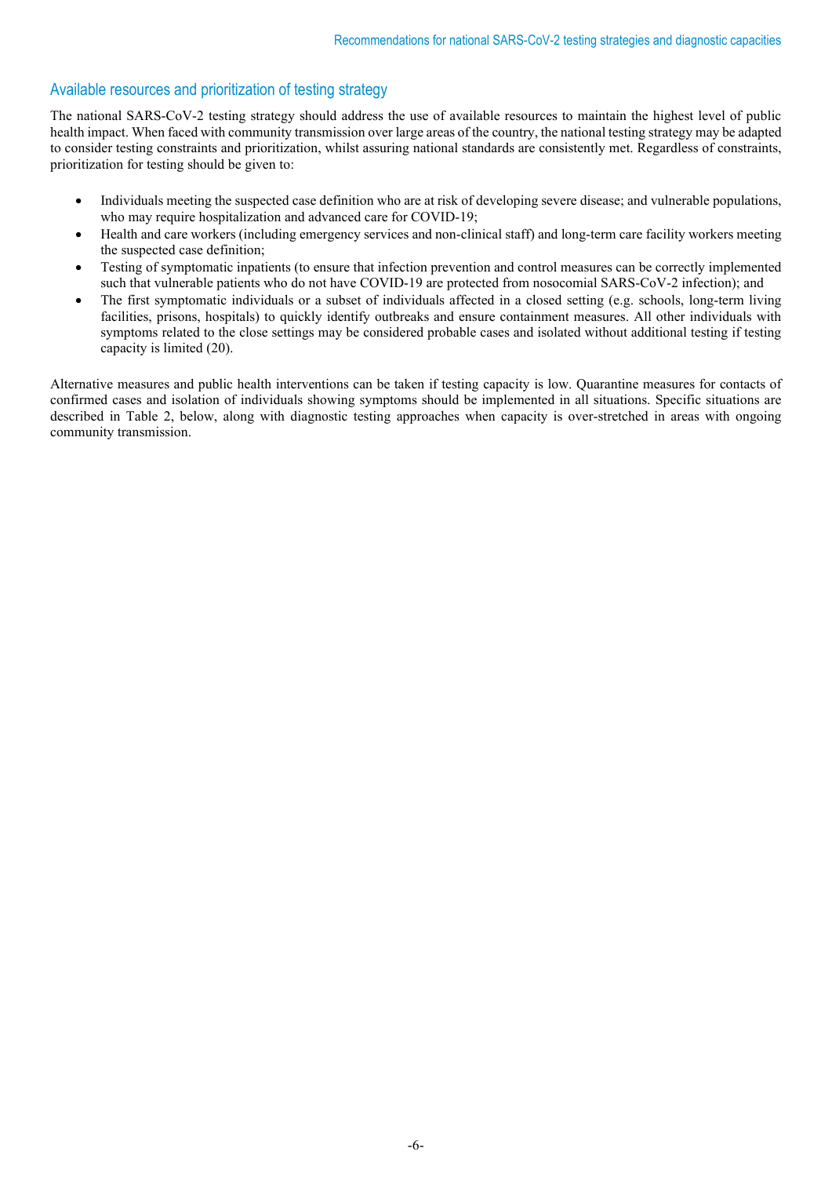## Available resources and prioritization of testing strategy

The national SARS-CoV-2 testing strategy should address the use of available resources to maintain the highest level of public health impact. When faced with community transmission over large areas of the country, the national testing strategy may be adapted to consider testing constraints and prioritization, whilst assuring national standards are consistently met. Regardless of constraints, prioritization for testing should be given to:

- Individuals meeting the suspected case definition who are at risk of developing severe disease; and vulnerable populations, who may require hospitalization and advanced care for COVID-19;
- Health and care workers (including emergency services and non-clinical staff) and long-term care facility workers meeting the suspected case definition;
- Testing of symptomatic inpatients (to ensure that infection prevention and control measures can be correctly implemented such that vulnerable patients who do not have COVID-19 are protected from nosocomial SARS-CoV-2 infection); and
- The first symptomatic individuals or a subset of individuals affected in a closed setting (e.g. schools, long-term living facilities, prisons, hospitals) to quickly identify outbreaks and ensure containment measures. All other individuals with symptoms related to the close settings may be considered probable cases and isolated without additional testing if testing capacity is limited (20).

Alternative measures and public health interventions can be taken if testing capacity is low. Quarantine measures for contacts of confirmed cases and isolation of individuals showing symptoms should be implemented in all situations. Specific situations are described in Table 2, below, along with diagnostic testing approaches when capacity is over-stretched in areas with ongoing community transmission.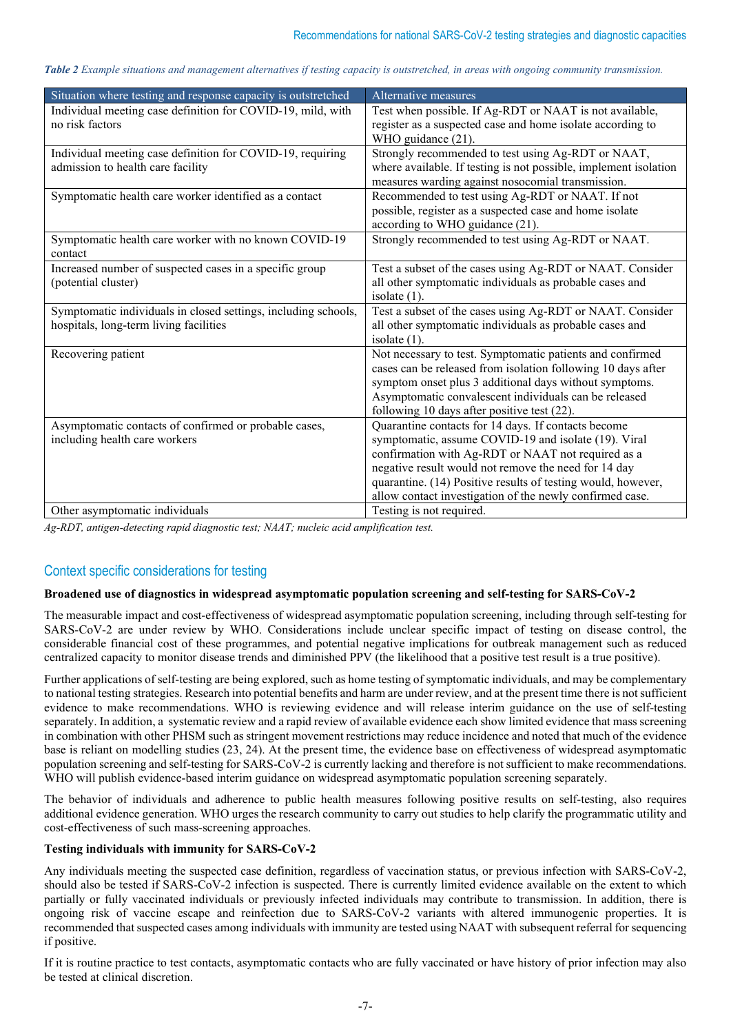*Table 2 Example situations and management alternatives if testing capacity is outstretched, in areas with ongoing community transmission.*

| Situation where testing and response capacity is outstretched | Alternative measures |
| --- | --- |
| Individual meeting case definition for COVID-19, mild, with no risk factors | Test when possible. If Ag-RDT or NAAT is not available, register as a suspected case and home isolate according to WHO guidance (21). |
| Individual meeting case definition for COVID-19, requiring admission to health care facility | Strongly recommended to test using Ag-RDT or NAAT, where available. If testing is not possible, implement isolation measures warding against nosocomial transmission. |
| Symptomatic health care worker identified as a contact | Recommended to test using Ag-RDT or NAAT. If not possible, register as a suspected case and home isolate according to WHO guidance (21). |
| Symptomatic health care worker with no known COVID-19 contact | Strongly recommended to test using Ag-RDT or NAAT. |
| Increased number of suspected cases in a specific group (potential cluster) | Test a subset of the cases using Ag-RDT or NAAT. Consider all other symptomatic individuals as probable cases and isolate (1). |
| Symptomatic individuals in closed settings, including schools, hospitals, long-term living facilities | Test a subset of the cases using Ag-RDT or NAAT. Consider all other symptomatic individuals as probable cases and isolate (1). |
| Recovering patient | Not necessary to test. Symptomatic patients and confirmed cases can be released from isolation following 10 days after symptom onset plus 3 additional days without symptoms. Asymptomatic convalescent individuals can be released following 10 days after positive test (22). |
| Asymptomatic contacts of confirmed or probable cases, including health care workers | Quarantine contacts for 14 days. If contacts become symptomatic, assume COVID-19 and isolate (19). Viral confirmation with Ag-RDT or NAAT not required as a negative result would not remove the need for 14 day quarantine. (14) Positive results of testing would, however, allow contact investigation of the newly confirmed case. |
| Other asymptomatic individuals | Testing is not required. |

*Ag-RDT, antigen-detecting rapid diagnostic test; NAAT; nucleic acid amplification test.*

## Context specific considerations for testing

**Broadened use of diagnostics in widespread asymptomatic population screening and self-testing for SARS-CoV-2**

The measurable impact and cost-effectiveness of widespread asymptomatic population screening, including through self-testing for SARS-CoV-2 are under review by WHO. Considerations include unclear specific impact of testing on disease control, the considerable financial cost of these programmes, and potential negative implications for outbreak management such as reduced centralized capacity to monitor disease trends and diminished PPV (the likelihood that a positive test result is a true positive).

Further applications of self-testing are being explored, such as home testing of symptomatic individuals, and may be complementary to national testing strategies. Research into potential benefits and harm are under review, and at the present time there is not sufficient evidence to make recommendations. WHO is reviewing evidence and will release interim guidance on the use of self-testing separately. In addition, a systematic review and a rapid review of available evidence each show limited evidence that mass screening in combination with other PHSM such as stringent movement restrictions may reduce incidence and noted that much of the evidence base is reliant on modelling studies (23, 24). At the present time, the evidence base on effectiveness of widespread asymptomatic population screening and self-testing for SARS-CoV-2 is currently lacking and therefore is not sufficient to make recommendations. WHO will publish evidence-based interim guidance on widespread asymptomatic population screening separately.

The behavior of individuals and adherence to public health measures following positive results on self-testing, also requires additional evidence generation. WHO urges the research community to carry out studies to help clarify the programmatic utility and cost-effectiveness of such mass-screening approaches.

**Testing individuals with immunity for SARS-CoV-2**

Any individuals meeting the suspected case definition, regardless of vaccination status, or previous infection with SARS-CoV-2, should also be tested if SARS-CoV-2 infection is suspected. There is currently limited evidence available on the extent to which partially or fully vaccinated individuals or previously infected individuals may contribute to transmission. In addition, there is ongoing risk of vaccine escape and reinfection due to SARS-CoV-2 variants with altered immunogenic properties. It is recommended that suspected cases among individuals with immunity are tested using NAAT with subsequent referral for sequencing if positive.

If it is routine practice to test contacts, asymptomatic contacts who are fully vaccinated or have history of prior infection may also be tested at clinical discretion.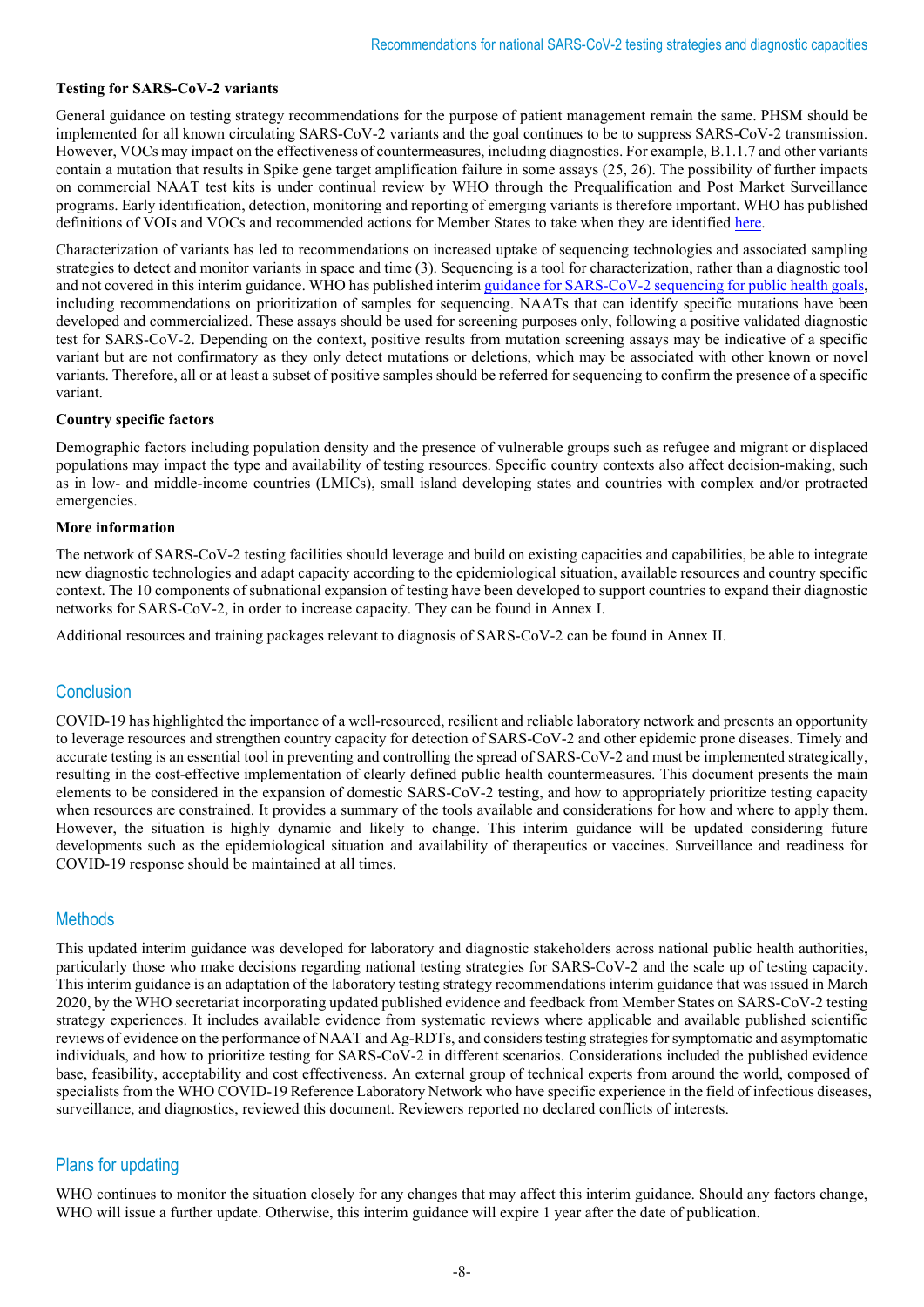**Testing for SARS-CoV-2 variants**

General guidance on testing strategy recommendations for the purpose of patient management remain the same. PHSM should be implemented for all known circulating SARS-CoV-2 variants and the goal continues to be to suppress SARS-CoV-2 transmission. However, VOCs may impact on the effectiveness of countermeasures, including diagnostics. For example, B.1.1.7 and other variants contain a mutation that results in Spike gene target amplification failure in some assays (25, 26). The possibility of further impacts on commercial NAAT test kits is under continual review by WHO through the Prequalification and Post Market Surveillance programs. Early identification, detection, monitoring and reporting of emerging variants is therefore important. WHO has published definitions of VOIs and VOCs and recommended actions for Member States to take when they are identified here.

Characterization of variants has led to recommendations on increased uptake of sequencing technologies and associated sampling strategies to detect and monitor variants in space and time (3). Sequencing is a tool for characterization, rather than a diagnostic tool and not covered in this interim guidance. WHO has published interim guidance for SARS-CoV-2 sequencing for public health goals, including recommendations on prioritization of samples for sequencing. NAATs that can identify specific mutations have been developed and commercialized. These assays should be used for screening purposes only, following a positive validated diagnostic test for SARS-CoV-2. Depending on the context, positive results from mutation screening assays may be indicative of a specific variant but are not confirmatory as they only detect mutations or deletions, which may be associated with other known or novel variants. Therefore, all or at least a subset of positive samples should be referred for sequencing to confirm the presence of a specific variant.

**Country specific factors**

Demographic factors including population density and the presence of vulnerable groups such as refugee and migrant or displaced populations may impact the type and availability of testing resources. Specific country contexts also affect decision-making, such as in low- and middle-income countries (LMICs), small island developing states and countries with complex and/or protracted emergencies.

**More information**

The network of SARS-CoV-2 testing facilities should leverage and build on existing capacities and capabilities, be able to integrate new diagnostic technologies and adapt capacity according to the epidemiological situation, available resources and country specific context. The 10 components of subnational expansion of testing have been developed to support countries to expand their diagnostic networks for SARS-CoV-2, in order to increase capacity. They can be found in Annex I.

Additional resources and training packages relevant to diagnosis of SARS-CoV-2 can be found in Annex II.

## Conclusion

COVID-19 has highlighted the importance of a well-resourced, resilient and reliable laboratory network and presents an opportunity to leverage resources and strengthen country capacity for detection of SARS-CoV-2 and other epidemic prone diseases. Timely and accurate testing is an essential tool in preventing and controlling the spread of SARS-CoV-2 and must be implemented strategically, resulting in the cost-effective implementation of clearly defined public health countermeasures. This document presents the main elements to be considered in the expansion of domestic SARS-CoV-2 testing, and how to appropriately prioritize testing capacity when resources are constrained. It provides a summary of the tools available and considerations for how and where to apply them. However, the situation is highly dynamic and likely to change. This interim guidance will be updated considering future developments such as the epidemiological situation and availability of therapeutics or vaccines. Surveillance and readiness for COVID-19 response should be maintained at all times.

## Methods

This updated interim guidance was developed for laboratory and diagnostic stakeholders across national public health authorities, particularly those who make decisions regarding national testing strategies for SARS-CoV-2 and the scale up of testing capacity. This interim guidance is an adaptation of the laboratory testing strategy recommendations interim guidance that was issued in March 2020, by the WHO secretariat incorporating updated published evidence and feedback from Member States on SARS-CoV-2 testing strategy experiences. It includes available evidence from systematic reviews where applicable and available published scientific reviews of evidence on the performance of NAAT and Ag-RDTs, and considers testing strategies for symptomatic and asymptomatic individuals, and how to prioritize testing for SARS-CoV-2 in different scenarios. Considerations included the published evidence base, feasibility, acceptability and cost effectiveness. An external group of technical experts from around the world, composed of specialists from the WHO COVID-19 Reference Laboratory Network who have specific experience in the field of infectious diseases, surveillance, and diagnostics, reviewed this document. Reviewers reported no declared conflicts of interests.

## Plans for updating

WHO continues to monitor the situation closely for any changes that may affect this interim guidance. Should any factors change, WHO will issue a further update. Otherwise, this interim guidance will expire 1 year after the date of publication.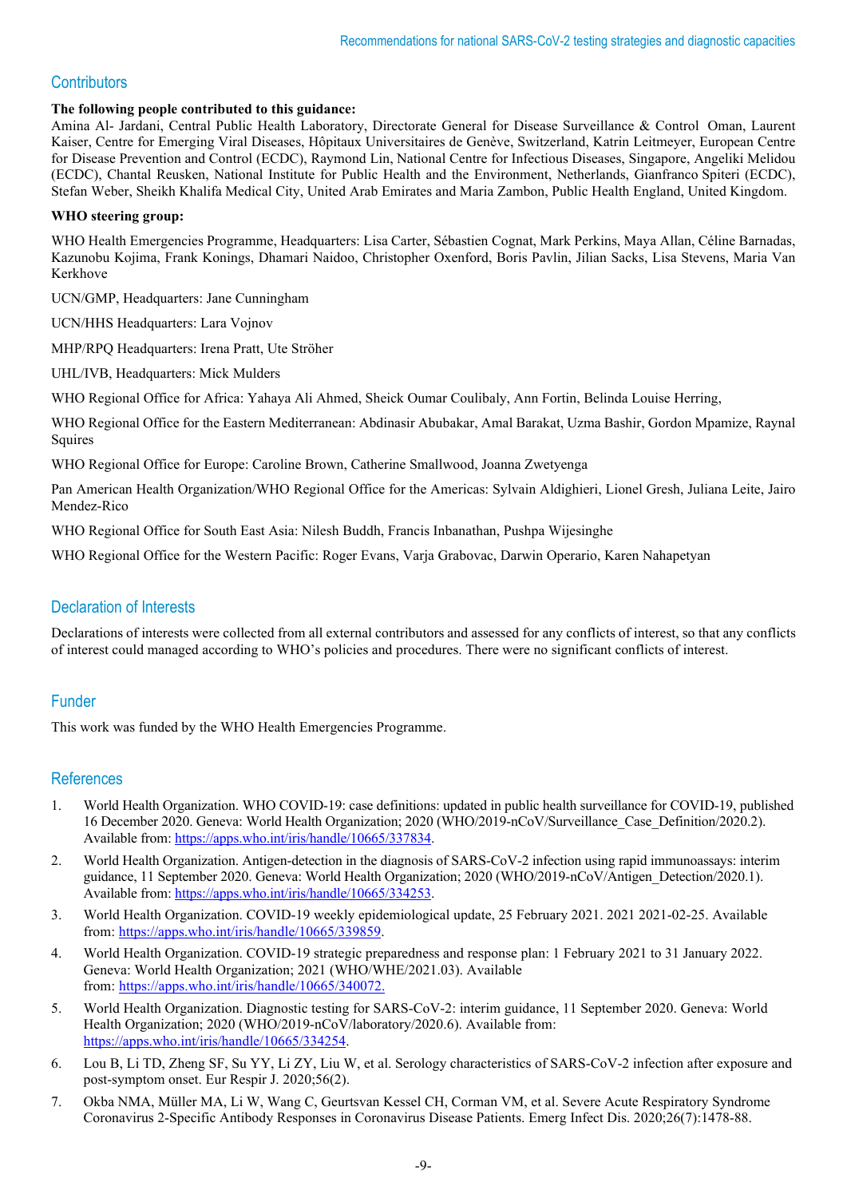## Contributors

**The following people contributed to this guidance:**
Amina Al- Jardani, Central Public Health Laboratory, Directorate General for Disease Surveillance & Control Oman, Laurent Kaiser, Centre for Emerging Viral Diseases, Hôpitaux Universitaires de Genève, Switzerland, Katrin Leitmeyer, European Centre for Disease Prevention and Control (ECDC), Raymond Lin, National Centre for Infectious Diseases, Singapore, Angeliki Melidou (ECDC), Chantal Reusken, National Institute for Public Health and the Environment, Netherlands, Gianfranco Spiteri (ECDC), Stefan Weber, Sheikh Khalifa Medical City, United Arab Emirates and Maria Zambon, Public Health England, United Kingdom.

**WHO steering group:**

WHO Health Emergencies Programme, Headquarters: Lisa Carter, Sébastien Cognat, Mark Perkins, Maya Allan, Céline Barnadas, Kazunobu Kojima, Frank Konings, Dhamari Naidoo, Christopher Oxenford, Boris Pavlin, Jilian Sacks, Lisa Stevens, Maria Van Kerkhove

UCN/GMP, Headquarters: Jane Cunningham

UCN/HHS Headquarters: Lara Vojnov

MHP/RPQ Headquarters: Irena Pratt, Ute Ströher

UHL/IVB, Headquarters: Mick Mulders

WHO Regional Office for Africa: Yahaya Ali Ahmed, Sheick Oumar Coulibaly, Ann Fortin, Belinda Louise Herring,

WHO Regional Office for the Eastern Mediterranean: Abdinasir Abubakar, Amal Barakat, Uzma Bashir, Gordon Mpamize, Raynal Squires

WHO Regional Office for Europe: Caroline Brown, Catherine Smallwood, Joanna Zwetyenga

Pan American Health Organization/WHO Regional Office for the Americas: Sylvain Aldighieri, Lionel Gresh, Juliana Leite, Jairo Mendez-Rico

WHO Regional Office for South East Asia: Nilesh Buddh, Francis Inbanathan, Pushpa Wijesinghe

WHO Regional Office for the Western Pacific: Roger Evans, Varja Grabovac, Darwin Operario, Karen Nahapetyan

## Declaration of Interests

Declarations of interests were collected from all external contributors and assessed for any conflicts of interest, so that any conflicts of interest could managed according to WHO's policies and procedures. There were no significant conflicts of interest.

## Funder

This work was funded by the WHO Health Emergencies Programme.

## References

1. World Health Organization. WHO COVID-19: case definitions: updated in public health surveillance for COVID-19, published 16 December 2020. Geneva: World Health Organization; 2020 (WHO/2019-nCoV/Surveillance_Case_Definition/2020.2). Available from: https://apps.who.int/iris/handle/10665/337834.
2. World Health Organization. Antigen-detection in the diagnosis of SARS-CoV-2 infection using rapid immunoassays: interim guidance, 11 September 2020. Geneva: World Health Organization; 2020 (WHO/2019-nCoV/Antigen_Detection/2020.1). Available from: https://apps.who.int/iris/handle/10665/334253.
3. World Health Organization. COVID-19 weekly epidemiological update, 25 February 2021. 2021 2021-02-25. Available from: https://apps.who.int/iris/handle/10665/339859.
4. World Health Organization. COVID-19 strategic preparedness and response plan: 1 February 2021 to 31 January 2022. Geneva: World Health Organization; 2021 (WHO/WHE/2021.03). Available from: https://apps.who.int/iris/handle/10665/340072.
5. World Health Organization. Diagnostic testing for SARS-CoV-2: interim guidance, 11 September 2020. Geneva: World Health Organization; 2020 (WHO/2019-nCoV/laboratory/2020.6). Available from: https://apps.who.int/iris/handle/10665/334254.
6. Lou B, Li TD, Zheng SF, Su YY, Li ZY, Liu W, et al. Serology characteristics of SARS-CoV-2 infection after exposure and post-symptom onset. Eur Respir J. 2020;56(2).
7. Okba NMA, Müller MA, Li W, Wang C, Geurtsvan Kessel CH, Corman VM, et al. Severe Acute Respiratory Syndrome Coronavirus 2-Specific Antibody Responses in Coronavirus Disease Patients. Emerg Infect Dis. 2020;26(7):1478-88.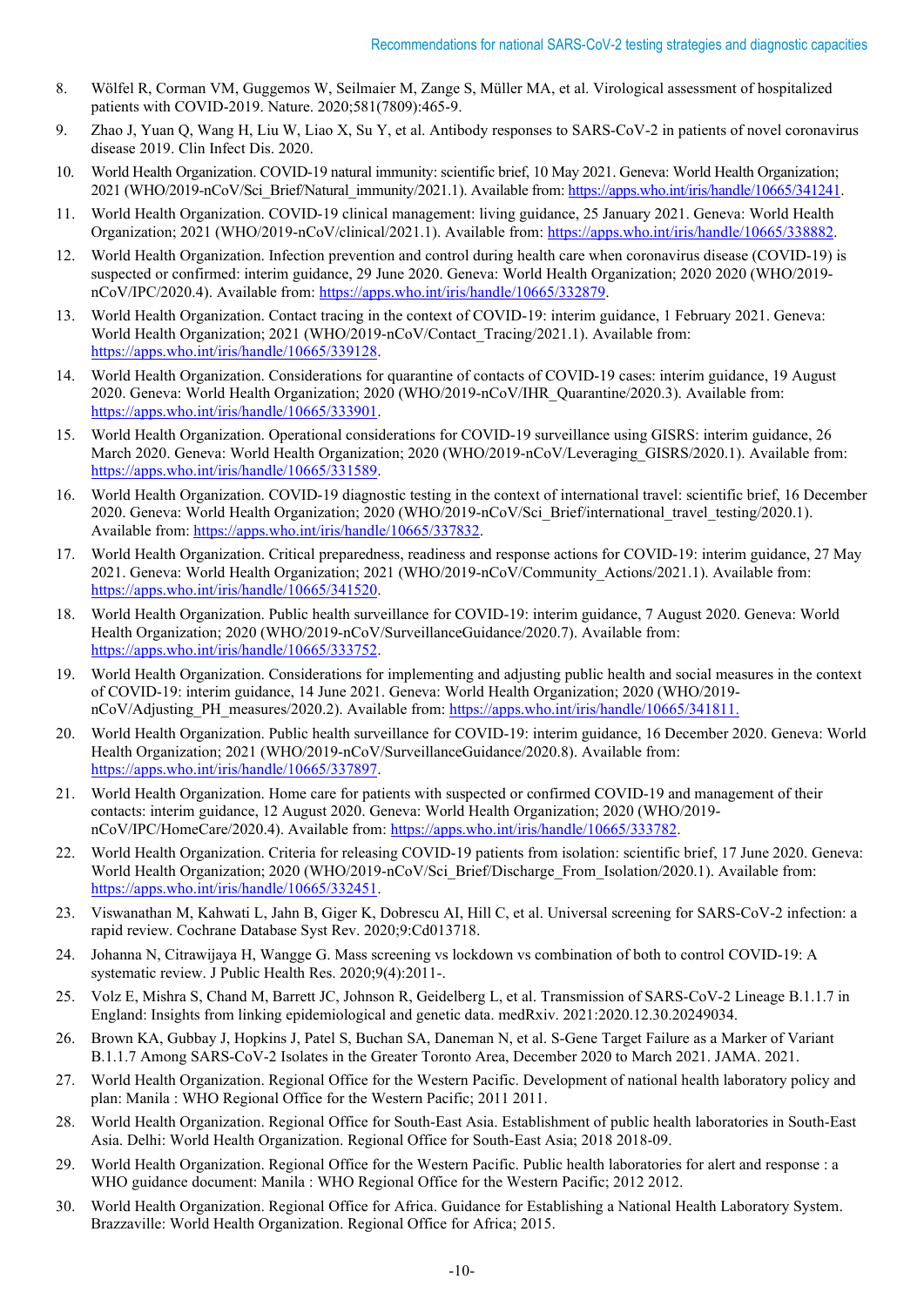8. Wölfel R, Corman VM, Guggemos W, Seilmaier M, Zange S, Müller MA, et al. Virological assessment of hospitalized patients with COVID-2019. Nature. 2020;581(7809):465-9.
9. Zhao J, Yuan Q, Wang H, Liu W, Liao X, Su Y, et al. Antibody responses to SARS-CoV-2 in patients of novel coronavirus disease 2019. Clin Infect Dis. 2020.
10. World Health Organization. COVID-19 natural immunity: scientific brief, 10 May 2021. Geneva: World Health Organization; 2021 (WHO/2019-nCoV/Sci_Brief/Natural_immunity/2021.1). Available from: https://apps.who.int/iris/handle/10665/341241.
11. World Health Organization. COVID-19 clinical management: living guidance, 25 January 2021. Geneva: World Health Organization; 2021 (WHO/2019-nCoV/clinical/2021.1). Available from: https://apps.who.int/iris/handle/10665/338882.
12. World Health Organization. Infection prevention and control during health care when coronavirus disease (COVID-19) is suspected or confirmed: interim guidance, 29 June 2020. Geneva: World Health Organization; 2020 2020 (WHO/2019-nCoV/IPC/2020.4). Available from: https://apps.who.int/iris/handle/10665/332879.
13. World Health Organization. Contact tracing in the context of COVID-19: interim guidance, 1 February 2021. Geneva: World Health Organization; 2021 (WHO/2019-nCoV/Contact_Tracing/2021.1). Available from: https://apps.who.int/iris/handle/10665/339128.
14. World Health Organization. Considerations for quarantine of contacts of COVID-19 cases: interim guidance, 19 August 2020. Geneva: World Health Organization; 2020 (WHO/2019-nCoV/IHR_Quarantine/2020.3). Available from: https://apps.who.int/iris/handle/10665/333901.
15. World Health Organization. Operational considerations for COVID-19 surveillance using GISRS: interim guidance, 26 March 2020. Geneva: World Health Organization; 2020 (WHO/2019-nCoV/Leveraging_GISRS/2020.1). Available from: https://apps.who.int/iris/handle/10665/331589.
16. World Health Organization. COVID-19 diagnostic testing in the context of international travel: scientific brief, 16 December 2020. Geneva: World Health Organization; 2020 (WHO/2019-nCoV/Sci_Brief/international_travel_testing/2020.1). Available from: https://apps.who.int/iris/handle/10665/337832.
17. World Health Organization. Critical preparedness, readiness and response actions for COVID-19: interim guidance, 27 May 2021. Geneva: World Health Organization; 2021 (WHO/2019-nCoV/Community_Actions/2021.1). Available from: https://apps.who.int/iris/handle/10665/341520.
18. World Health Organization. Public health surveillance for COVID-19: interim guidance, 7 August 2020. Geneva: World Health Organization; 2020 (WHO/2019-nCoV/SurveillanceGuidance/2020.7). Available from: https://apps.who.int/iris/handle/10665/333752.
19. World Health Organization. Considerations for implementing and adjusting public health and social measures in the context of COVID-19: interim guidance, 14 June 2021. Geneva: World Health Organization; 2020 (WHO/2019-nCoV/Adjusting_PH_measures/2020.2). Available from: https://apps.who.int/iris/handle/10665/341811.
20. World Health Organization. Public health surveillance for COVID-19: interim guidance, 16 December 2020. Geneva: World Health Organization; 2021 (WHO/2019-nCoV/SurveillanceGuidance/2020.8). Available from: https://apps.who.int/iris/handle/10665/337897.
21. World Health Organization. Home care for patients with suspected or confirmed COVID-19 and management of their contacts: interim guidance, 12 August 2020. Geneva: World Health Organization; 2020 (WHO/2019-nCoV/IPC/HomeCare/2020.4). Available from: https://apps.who.int/iris/handle/10665/333782.
22. World Health Organization. Criteria for releasing COVID-19 patients from isolation: scientific brief, 17 June 2020. Geneva: World Health Organization; 2020 (WHO/2019-nCoV/Sci_Brief/Discharge_From_Isolation/2020.1). Available from: https://apps.who.int/iris/handle/10665/332451.
23. Viswanathan M, Kahwati L, Jahn B, Giger K, Dobrescu AI, Hill C, et al. Universal screening for SARS-CoV-2 infection: a rapid review. Cochrane Database Syst Rev. 2020;9:Cd013718.
24. Johanna N, Citrawijaya H, Wangge G. Mass screening vs lockdown vs combination of both to control COVID-19: A systematic review. J Public Health Res. 2020;9(4):2011-.
25. Volz E, Mishra S, Chand M, Barrett JC, Johnson R, Geidelberg L, et al. Transmission of SARS-CoV-2 Lineage B.1.1.7 in England: Insights from linking epidemiological and genetic data. medRxiv. 2021:2020.12.30.20249034.
26. Brown KA, Gubbay J, Hopkins J, Patel S, Buchan SA, Daneman N, et al. S-Gene Target Failure as a Marker of Variant B.1.1.7 Among SARS-CoV-2 Isolates in the Greater Toronto Area, December 2020 to March 2021. JAMA. 2021.
27. World Health Organization. Regional Office for the Western Pacific. Development of national health laboratory policy and plan: Manila : WHO Regional Office for the Western Pacific; 2011 2011.
28. World Health Organization. Regional Office for South-East Asia. Establishment of public health laboratories in South-East Asia. Delhi: World Health Organization. Regional Office for South-East Asia; 2018 2018-09.
29. World Health Organization. Regional Office for the Western Pacific. Public health laboratories for alert and response : a WHO guidance document: Manila : WHO Regional Office for the Western Pacific; 2012 2012.
30. World Health Organization. Regional Office for Africa. Guidance for Establishing a National Health Laboratory System. Brazzaville: World Health Organization. Regional Office for Africa; 2015.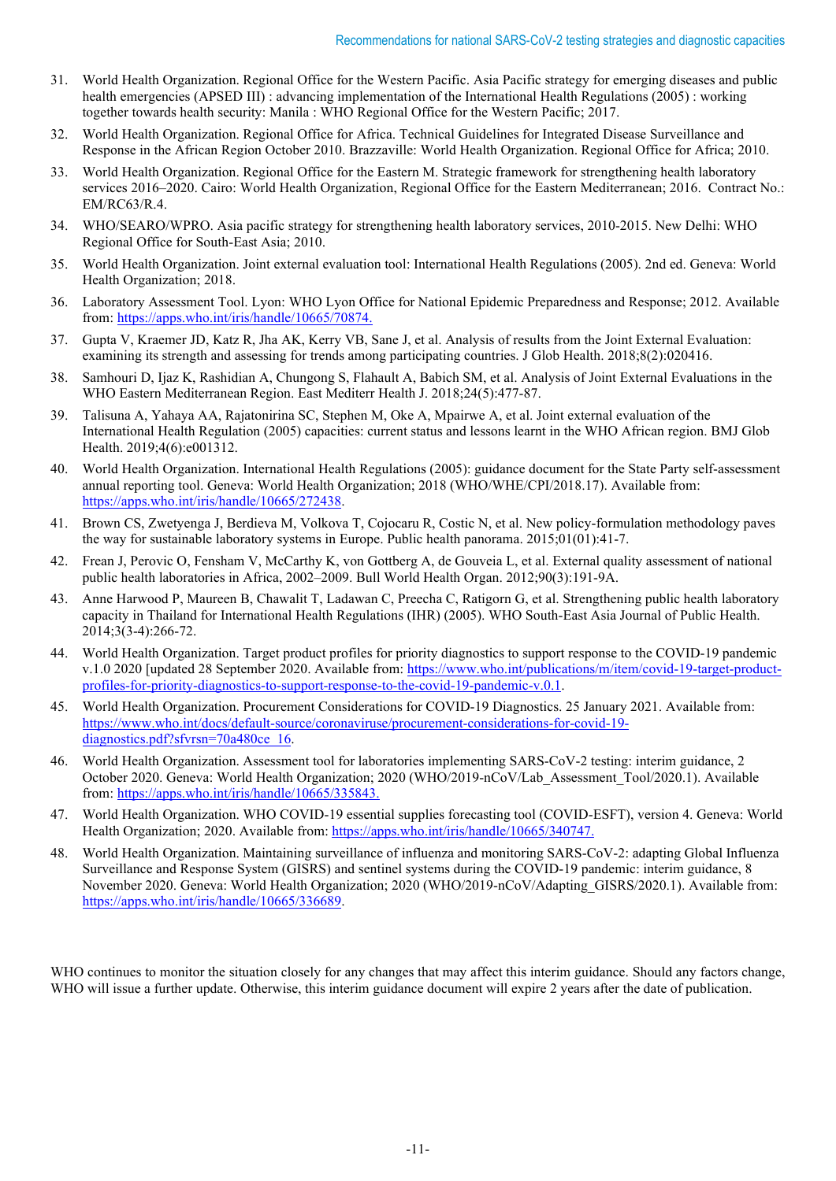31. World Health Organization. Regional Office for the Western Pacific. Asia Pacific strategy for emerging diseases and public health emergencies (APSED III) : advancing implementation of the International Health Regulations (2005) : working together towards health security: Manila : WHO Regional Office for the Western Pacific; 2017.
32. World Health Organization. Regional Office for Africa. Technical Guidelines for Integrated Disease Surveillance and Response in the African Region October 2010. Brazzaville: World Health Organization. Regional Office for Africa; 2010.
33. World Health Organization. Regional Office for the Eastern M. Strategic framework for strengthening health laboratory services 2016–2020. Cairo: World Health Organization, Regional Office for the Eastern Mediterranean; 2016. Contract No.: EM/RC63/R.4.
34. WHO/SEARO/WPRO. Asia pacific strategy for strengthening health laboratory services, 2010-2015. New Delhi: WHO Regional Office for South-East Asia; 2010.
35. World Health Organization. Joint external evaluation tool: International Health Regulations (2005). 2nd ed. Geneva: World Health Organization; 2018.
36. Laboratory Assessment Tool. Lyon: WHO Lyon Office for National Epidemic Preparedness and Response; 2012. Available from: https://apps.who.int/iris/handle/10665/70874.
37. Gupta V, Kraemer JD, Katz R, Jha AK, Kerry VB, Sane J, et al. Analysis of results from the Joint External Evaluation: examining its strength and assessing for trends among participating countries. J Glob Health. 2018;8(2):020416.
38. Samhouri D, Ijaz K, Rashidian A, Chungong S, Flahault A, Babich SM, et al. Analysis of Joint External Evaluations in the WHO Eastern Mediterranean Region. East Mediterr Health J. 2018;24(5):477-87.
39. Talisuna A, Yahaya AA, Rajatonirina SC, Stephen M, Oke A, Mpairwe A, et al. Joint external evaluation of the International Health Regulation (2005) capacities: current status and lessons learnt in the WHO African region. BMJ Glob Health. 2019;4(6):e001312.
40. World Health Organization. International Health Regulations (2005): guidance document for the State Party self-assessment annual reporting tool. Geneva: World Health Organization; 2018 (WHO/WHE/CPI/2018.17). Available from: https://apps.who.int/iris/handle/10665/272438.
41. Brown CS, Zwetyenga J, Berdieva M, Volkova T, Cojocaru R, Costic N, et al. New policy-formulation methodology paves the way for sustainable laboratory systems in Europe. Public health panorama. 2015;01(01):41-7.
42. Frean J, Perovic O, Fensham V, McCarthy K, von Gottberg A, de Gouveia L, et al. External quality assessment of national public health laboratories in Africa, 2002–2009. Bull World Health Organ. 2012;90(3):191-9A.
43. Anne Harwood P, Maureen B, Chawalit T, Ladawan C, Preecha C, Ratigorn G, et al. Strengthening public health laboratory capacity in Thailand for International Health Regulations (IHR) (2005). WHO South-East Asia Journal of Public Health. 2014;3(3-4):266-72.
44. World Health Organization. Target product profiles for priority diagnostics to support response to the COVID-19 pandemic v.1.0 2020 [updated 28 September 2020. Available from: https://www.who.int/publications/m/item/covid-19-target-product-profiles-for-priority-diagnostics-to-support-response-to-the-covid-19-pandemic-v.0.1.
45. World Health Organization. Procurement Considerations for COVID-19 Diagnostics. 25 January 2021. Available from: https://www.who.int/docs/default-source/coronaviruse/procurement-considerations-for-covid-19-diagnostics.pdf?sfvrsn=70a480ce_16.
46. World Health Organization. Assessment tool for laboratories implementing SARS-CoV-2 testing: interim guidance, 2 October 2020. Geneva: World Health Organization; 2020 (WHO/2019-nCoV/Lab_Assessment_Tool/2020.1). Available from: https://apps.who.int/iris/handle/10665/335843.
47. World Health Organization. WHO COVID-19 essential supplies forecasting tool (COVID-ESFT), version 4. Geneva: World Health Organization; 2020. Available from: https://apps.who.int/iris/handle/10665/340747.
48. World Health Organization. Maintaining surveillance of influenza and monitoring SARS-CoV-2: adapting Global Influenza Surveillance and Response System (GISRS) and sentinel systems during the COVID-19 pandemic: interim guidance, 8 November 2020. Geneva: World Health Organization; 2020 (WHO/2019-nCoV/Adapting_GISRS/2020.1). Available from: https://apps.who.int/iris/handle/10665/336689.

WHO continues to monitor the situation closely for any changes that may affect this interim guidance. Should any factors change, WHO will issue a further update. Otherwise, this interim guidance document will expire 2 years after the date of publication.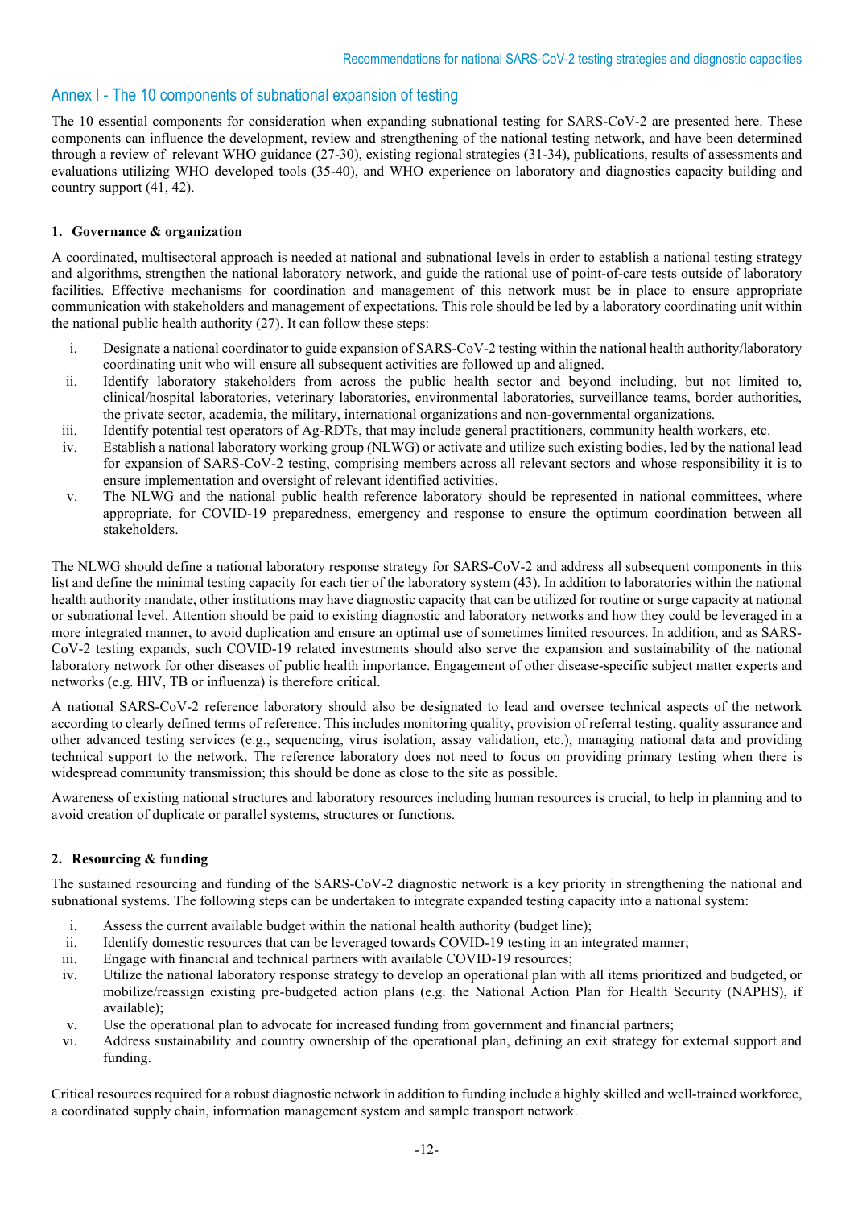## Annex I - The 10 components of subnational expansion of testing

The 10 essential components for consideration when expanding subnational testing for SARS-CoV-2 are presented here. These components can influence the development, review and strengthening of the national testing network, and have been determined through a review of relevant WHO guidance (27-30), existing regional strategies (31-34), publications, results of assessments and evaluations utilizing WHO developed tools (35-40), and WHO experience on laboratory and diagnostics capacity building and country support (41, 42).

### 1. Governance & organization

A coordinated, multisectoral approach is needed at national and subnational levels in order to establish a national testing strategy and algorithms, strengthen the national laboratory network, and guide the rational use of point-of-care tests outside of laboratory facilities. Effective mechanisms for coordination and management of this network must be in place to ensure appropriate communication with stakeholders and management of expectations. This role should be led by a laboratory coordinating unit within the national public health authority (27). It can follow these steps:

i. Designate a national coordinator to guide expansion of SARS-CoV-2 testing within the national health authority/laboratory coordinating unit who will ensure all subsequent activities are followed up and aligned.
ii. Identify laboratory stakeholders from across the public health sector and beyond including, but not limited to, clinical/hospital laboratories, veterinary laboratories, environmental laboratories, surveillance teams, border authorities, the private sector, academia, the military, international organizations and non-governmental organizations.
iii. Identify potential test operators of Ag-RDTs, that may include general practitioners, community health workers, etc.
iv. Establish a national laboratory working group (NLWG) or activate and utilize such existing bodies, led by the national lead for expansion of SARS-CoV-2 testing, comprising members across all relevant sectors and whose responsibility it is to ensure implementation and oversight of relevant identified activities.
v. The NLWG and the national public health reference laboratory should be represented in national committees, where appropriate, for COVID-19 preparedness, emergency and response to ensure the optimum coordination between all stakeholders.

The NLWG should define a national laboratory response strategy for SARS-CoV-2 and address all subsequent components in this list and define the minimal testing capacity for each tier of the laboratory system (43). In addition to laboratories within the national health authority mandate, other institutions may have diagnostic capacity that can be utilized for routine or surge capacity at national or subnational level. Attention should be paid to existing diagnostic and laboratory networks and how they could be leveraged in a more integrated manner, to avoid duplication and ensure an optimal use of sometimes limited resources. In addition, and as SARS-CoV-2 testing expands, such COVID-19 related investments should also serve the expansion and sustainability of the national laboratory network for other diseases of public health importance. Engagement of other disease-specific subject matter experts and networks (e.g. HIV, TB or influenza) is therefore critical.

A national SARS-CoV-2 reference laboratory should also be designated to lead and oversee technical aspects of the network according to clearly defined terms of reference. This includes monitoring quality, provision of referral testing, quality assurance and other advanced testing services (e.g., sequencing, virus isolation, assay validation, etc.), managing national data and providing technical support to the network. The reference laboratory does not need to focus on providing primary testing when there is widespread community transmission; this should be done as close to the site as possible.

Awareness of existing national structures and laboratory resources including human resources is crucial, to help in planning and to avoid creation of duplicate or parallel systems, structures or functions.

### 2. Resourcing & funding

The sustained resourcing and funding of the SARS-CoV-2 diagnostic network is a key priority in strengthening the national and subnational systems. The following steps can be undertaken to integrate expanded testing capacity into a national system:

i. Assess the current available budget within the national health authority (budget line);
ii. Identify domestic resources that can be leveraged towards COVID-19 testing in an integrated manner;
iii. Engage with financial and technical partners with available COVID-19 resources;
iv. Utilize the national laboratory response strategy to develop an operational plan with all items prioritized and budgeted, or mobilize/reassign existing pre-budgeted action plans (e.g. the National Action Plan for Health Security (NAPHS), if available);
v. Use the operational plan to advocate for increased funding from government and financial partners;
vi. Address sustainability and country ownership of the operational plan, defining an exit strategy for external support and funding.

Critical resources required for a robust diagnostic network in addition to funding include a highly skilled and well-trained workforce, a coordinated supply chain, information management system and sample transport network.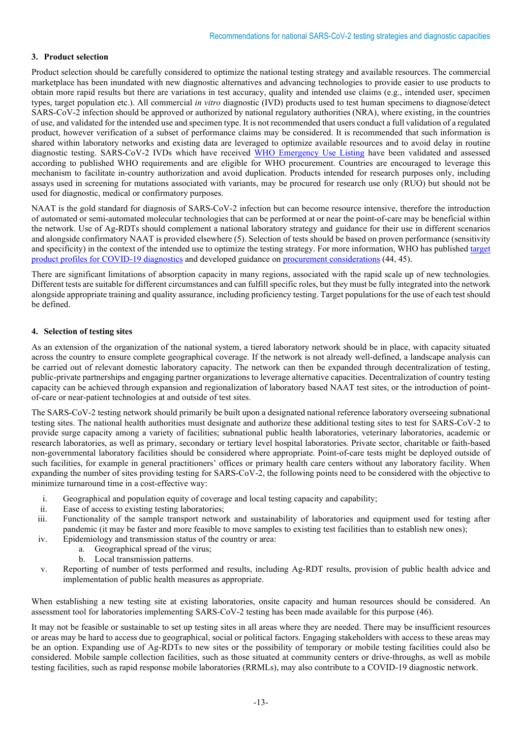## 3. Product selection

Product selection should be carefully considered to optimize the national testing strategy and available resources. The commercial marketplace has been inundated with new diagnostic alternatives and advancing technologies to provide easier to use products to obtain more rapid results but there are variations in test accuracy, quality and intended use claims (e.g., intended user, specimen types, target population etc.). All commercial *in vitro* diagnostic (IVD) products used to test human specimens to diagnose/detect SARS-CoV-2 infection should be approved or authorized by national regulatory authorities (NRA), where existing, in the countries of use, and validated for the intended use and specimen type. It is not recommended that users conduct a full validation of a regulated product, however verification of a subset of performance claims may be considered. It is recommended that such information is shared within laboratory networks and existing data are leveraged to optimize available resources and to avoid delay in routine diagnostic testing. SARS-CoV-2 IVDs which have received WHO Emergency Use Listing have been validated and assessed according to published WHO requirements and are eligible for WHO procurement. Countries are encouraged to leverage this mechanism to facilitate in-country authorization and avoid duplication. Products intended for research purposes only, including assays used in screening for mutations associated with variants, may be procured for research use only (RUO) but should not be used for diagnostic, medical or confirmatory purposes.

NAAT is the gold standard for diagnosis of SARS-CoV-2 infection but can become resource intensive, therefore the introduction of automated or semi-automated molecular technologies that can be performed at or near the point-of-care may be beneficial within the network. Use of Ag-RDTs should complement a national laboratory strategy and guidance for their use in different scenarios and alongside confirmatory NAAT is provided elsewhere (5). Selection of tests should be based on proven performance (sensitivity and specificity) in the context of the intended use to optimize the testing strategy. For more information, WHO has published target product profiles for COVID-19 diagnostics and developed guidance on procurement considerations (44, 45).

There are significant limitations of absorption capacity in many regions, associated with the rapid scale up of new technologies. Different tests are suitable for different circumstances and can fulfill specific roles, but they must be fully integrated into the network alongside appropriate training and quality assurance, including proficiency testing. Target populations for the use of each test should be defined.

## 4. Selection of testing sites

As an extension of the organization of the national system, a tiered laboratory network should be in place, with capacity situated across the country to ensure complete geographical coverage. If the network is not already well-defined, a landscape analysis can be carried out of relevant domestic laboratory capacity. The network can then be expanded through decentralization of testing, public-private partnerships and engaging partner organizations to leverage alternative capacities. Decentralization of country testing capacity can be achieved through expansion and regionalization of laboratory based NAAT test sites, or the introduction of point-of-care or near-patient technologies at and outside of test sites.

The SARS-CoV-2 testing network should primarily be built upon a designated national reference laboratory overseeing subnational testing sites. The national health authorities must designate and authorize these additional testing sites to test for SARS-CoV-2 to provide surge capacity among a variety of facilities; subnational public health laboratories, veterinary laboratories, academic or research laboratories, as well as primary, secondary or tertiary level hospital laboratories. Private sector, charitable or faith-based non-governmental laboratory facilities should be considered where appropriate. Point-of-care tests might be deployed outside of such facilities, for example in general practitioners' offices or primary health care centers without any laboratory facility. When expanding the number of sites providing testing for SARS-CoV-2, the following points need to be considered with the objective to minimize turnaround time in a cost-effective way:

i. Geographical and population equity of coverage and local testing capacity and capability;
ii. Ease of access to existing testing laboratories;
iii. Functionality of the sample transport network and sustainability of laboratories and equipment used for testing after pandemic (it may be faster and more feasible to move samples to existing test facilities than to establish new ones);
iv. Epidemiology and transmission status of the country or area:
    a. Geographical spread of the virus;
    b. Local transmission patterns.
v. Reporting of number of tests performed and results, including Ag-RDT results, provision of public health advice and implementation of public health measures as appropriate.

When establishing a new testing site at existing laboratories, onsite capacity and human resources should be considered. An assessment tool for laboratories implementing SARS-CoV-2 testing has been made available for this purpose (46).

It may not be feasible or sustainable to set up testing sites in all areas where they are needed. There may be insufficient resources or areas may be hard to access due to geographical, social or political factors. Engaging stakeholders with access to these areas may be an option. Expanding use of Ag-RDTs to new sites or the possibility of temporary or mobile testing facilities could also be considered. Mobile sample collection facilities, such as those situated at community centers or drive-throughs, as well as mobile testing facilities, such as rapid response mobile laboratories (RRMLs), may also contribute to a COVID-19 diagnostic network.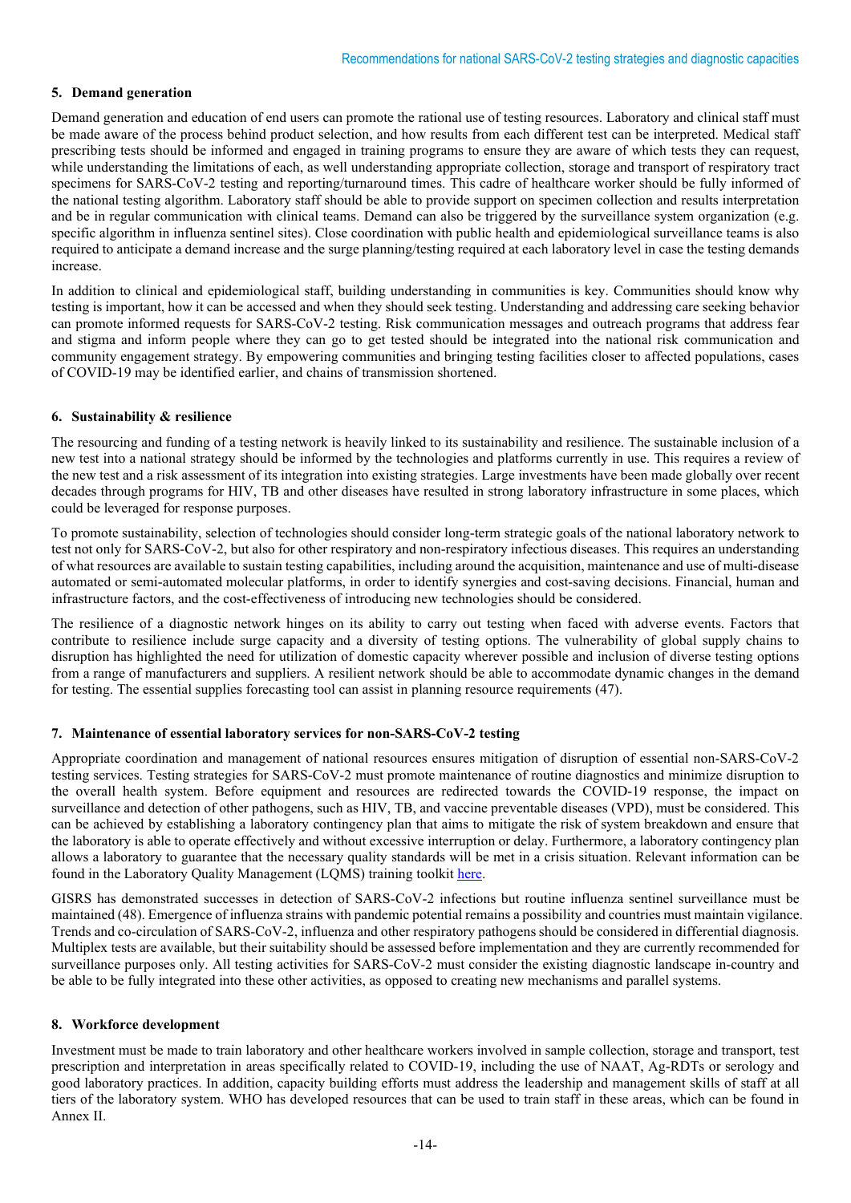### 5. Demand generation

Demand generation and education of end users can promote the rational use of testing resources. Laboratory and clinical staff must be made aware of the process behind product selection, and how results from each different test can be interpreted. Medical staff prescribing tests should be informed and engaged in training programs to ensure they are aware of which tests they can request, while understanding the limitations of each, as well understanding appropriate collection, storage and transport of respiratory tract specimens for SARS-CoV-2 testing and reporting/turnaround times. This cadre of healthcare worker should be fully informed of the national testing algorithm. Laboratory staff should be able to provide support on specimen collection and results interpretation and be in regular communication with clinical teams. Demand can also be triggered by the surveillance system organization (e.g. specific algorithm in influenza sentinel sites). Close coordination with public health and epidemiological surveillance teams is also required to anticipate a demand increase and the surge planning/testing required at each laboratory level in case the testing demands increase.

In addition to clinical and epidemiological staff, building understanding in communities is key. Communities should know why testing is important, how it can be accessed and when they should seek testing. Understanding and addressing care seeking behavior can promote informed requests for SARS-CoV-2 testing. Risk communication messages and outreach programs that address fear and stigma and inform people where they can go to get tested should be integrated into the national risk communication and community engagement strategy. By empowering communities and bringing testing facilities closer to affected populations, cases of COVID-19 may be identified earlier, and chains of transmission shortened.

### 6. Sustainability & resilience

The resourcing and funding of a testing network is heavily linked to its sustainability and resilience. The sustainable inclusion of a new test into a national strategy should be informed by the technologies and platforms currently in use. This requires a review of the new test and a risk assessment of its integration into existing strategies. Large investments have been made globally over recent decades through programs for HIV, TB and other diseases have resulted in strong laboratory infrastructure in some places, which could be leveraged for response purposes.

To promote sustainability, selection of technologies should consider long-term strategic goals of the national laboratory network to test not only for SARS-CoV-2, but also for other respiratory and non-respiratory infectious diseases. This requires an understanding of what resources are available to sustain testing capabilities, including around the acquisition, maintenance and use of multi-disease automated or semi-automated molecular platforms, in order to identify synergies and cost-saving decisions. Financial, human and infrastructure factors, and the cost-effectiveness of introducing new technologies should be considered.

The resilience of a diagnostic network hinges on its ability to carry out testing when faced with adverse events. Factors that contribute to resilience include surge capacity and a diversity of testing options. The vulnerability of global supply chains to disruption has highlighted the need for utilization of domestic capacity wherever possible and inclusion of diverse testing options from a range of manufacturers and suppliers. A resilient network should be able to accommodate dynamic changes in the demand for testing. The essential supplies forecasting tool can assist in planning resource requirements (47).

### 7. Maintenance of essential laboratory services for non-SARS-CoV-2 testing

Appropriate coordination and management of national resources ensures mitigation of disruption of essential non-SARS-CoV-2 testing services. Testing strategies for SARS-CoV-2 must promote maintenance of routine diagnostics and minimize disruption to the overall health system. Before equipment and resources are redirected towards the COVID-19 response, the impact on surveillance and detection of other pathogens, such as HIV, TB, and vaccine preventable diseases (VPD), must be considered. This can be achieved by establishing a laboratory contingency plan that aims to mitigate the risk of system breakdown and ensure that the laboratory is able to operate effectively and without excessive interruption or delay. Furthermore, a laboratory contingency plan allows a laboratory to guarantee that the necessary quality standards will be met in a crisis situation. Relevant information can be found in the Laboratory Quality Management (LQMS) training toolkit here.

GISRS has demonstrated successes in detection of SARS-CoV-2 infections but routine influenza sentinel surveillance must be maintained (48). Emergence of influenza strains with pandemic potential remains a possibility and countries must maintain vigilance. Trends and co-circulation of SARS-CoV-2, influenza and other respiratory pathogens should be considered in differential diagnosis. Multiplex tests are available, but their suitability should be assessed before implementation and they are currently recommended for surveillance purposes only. All testing activities for SARS-CoV-2 must consider the existing diagnostic landscape in-country and be able to be fully integrated into these other activities, as opposed to creating new mechanisms and parallel systems.

### 8. Workforce development

Investment must be made to train laboratory and other healthcare workers involved in sample collection, storage and transport, test prescription and interpretation in areas specifically related to COVID-19, including the use of NAAT, Ag-RDTs or serology and good laboratory practices. In addition, capacity building efforts must address the leadership and management skills of staff at all tiers of the laboratory system. WHO has developed resources that can be used to train staff in these areas, which can be found in Annex II.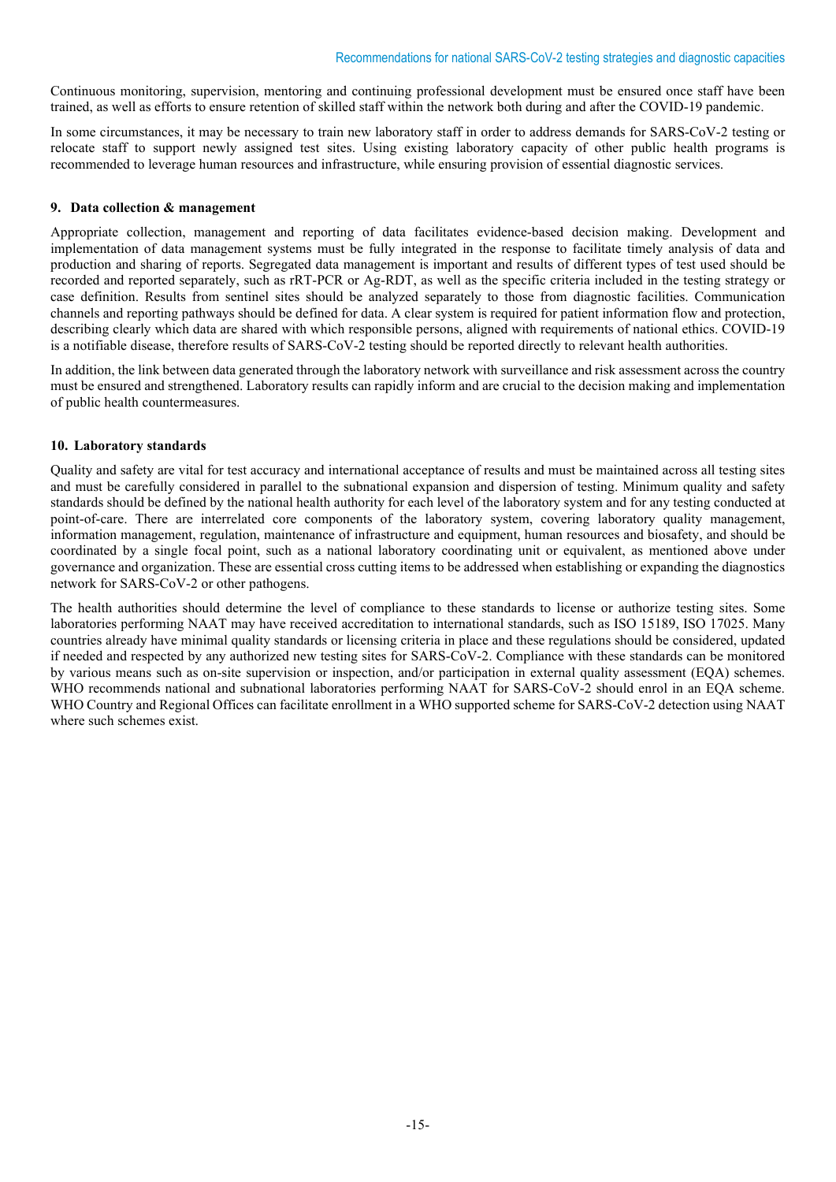Continuous monitoring, supervision, mentoring and continuing professional development must be ensured once staff have been trained, as well as efforts to ensure retention of skilled staff within the network both during and after the COVID-19 pandemic.

In some circumstances, it may be necessary to train new laboratory staff in order to address demands for SARS-CoV-2 testing or relocate staff to support newly assigned test sites. Using existing laboratory capacity of other public health programs is recommended to leverage human resources and infrastructure, while ensuring provision of essential diagnostic services.

### 9. Data collection & management

Appropriate collection, management and reporting of data facilitates evidence-based decision making. Development and implementation of data management systems must be fully integrated in the response to facilitate timely analysis of data and production and sharing of reports. Segregated data management is important and results of different types of test used should be recorded and reported separately, such as rRT-PCR or Ag-RDT, as well as the specific criteria included in the testing strategy or case definition. Results from sentinel sites should be analyzed separately to those from diagnostic facilities. Communication channels and reporting pathways should be defined for data. A clear system is required for patient information flow and protection, describing clearly which data are shared with which responsible persons, aligned with requirements of national ethics. COVID-19 is a notifiable disease, therefore results of SARS-CoV-2 testing should be reported directly to relevant health authorities.

In addition, the link between data generated through the laboratory network with surveillance and risk assessment across the country must be ensured and strengthened. Laboratory results can rapidly inform and are crucial to the decision making and implementation of public health countermeasures.

### 10. Laboratory standards

Quality and safety are vital for test accuracy and international acceptance of results and must be maintained across all testing sites and must be carefully considered in parallel to the subnational expansion and dispersion of testing. Minimum quality and safety standards should be defined by the national health authority for each level of the laboratory system and for any testing conducted at point-of-care. There are interrelated core components of the laboratory system, covering laboratory quality management, information management, regulation, maintenance of infrastructure and equipment, human resources and biosafety, and should be coordinated by a single focal point, such as a national laboratory coordinating unit or equivalent, as mentioned above under governance and organization. These are essential cross cutting items to be addressed when establishing or expanding the diagnostics network for SARS-CoV-2 or other pathogens.

The health authorities should determine the level of compliance to these standards to license or authorize testing sites. Some laboratories performing NAAT may have received accreditation to international standards, such as ISO 15189, ISO 17025. Many countries already have minimal quality standards or licensing criteria in place and these regulations should be considered, updated if needed and respected by any authorized new testing sites for SARS-CoV-2. Compliance with these standards can be monitored by various means such as on-site supervision or inspection, and/or participation in external quality assessment (EQA) schemes. WHO recommends national and subnational laboratories performing NAAT for SARS-CoV-2 should enrol in an EQA scheme. WHO Country and Regional Offices can facilitate enrollment in a WHO supported scheme for SARS-CoV-2 detection using NAAT where such schemes exist.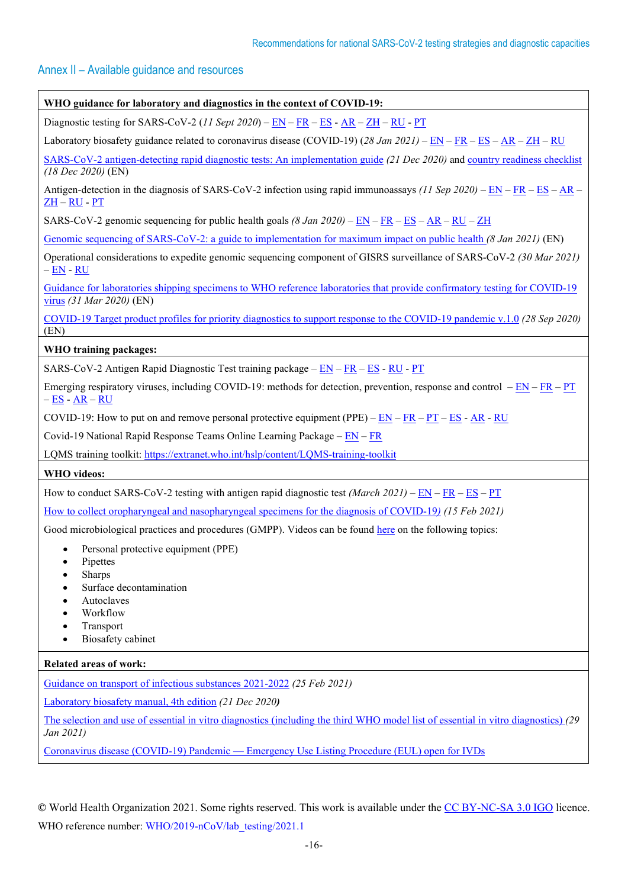## Annex II – Available guidance and resources

**WHO guidance for laboratory and diagnostics in the context of COVID-19:**

Diagnostic testing for SARS-CoV-2 (*11 Sept 2020*) – EN – FR – ES - AR – ZH – RU - PT

Laboratory biosafety guidance related to coronavirus disease (COVID-19) (*28 Jan 2021)* – EN – FR – ES – AR – ZH – RU

SARS-CoV-2 antigen-detecting rapid diagnostic tests: An implementation guide *(21 Dec 2020)* and country readiness checklist *(18 Dec 2020)* (EN)

Antigen-detection in the diagnosis of SARS-CoV-2 infection using rapid immunoassays *(11 Sep 2020)* – EN – FR – ES – AR – ZH – RU - PT

SARS-CoV-2 genomic sequencing for public health goals *(8 Jan 2020)* – EN – FR – ES – AR – RU – ZH

Genomic sequencing of SARS-CoV-2: a guide to implementation for maximum impact on public health *(8 Jan 2021)* (EN)

Operational considerations to expedite genomic sequencing component of GISRS surveillance of SARS-CoV-2 *(30 Mar 2021)* – EN - RU

Guidance for laboratories shipping specimens to WHO reference laboratories that provide confirmatory testing for COVID-19 virus *(31 Mar 2020)* (EN)

COVID-19 Target product profiles for priority diagnostics to support response to the COVID-19 pandemic v.1.0 *(28 Sep 2020)* (EN)

**WHO training packages:**

SARS-CoV-2 Antigen Rapid Diagnostic Test training package – EN – FR – ES - RU - PT

Emerging respiratory viruses, including COVID-19: methods for detection, prevention, response and control – EN – FR – PT – ES - AR – RU

COVID-19: How to put on and remove personal protective equipment (PPE) – EN – FR – PT – ES - AR - RU

Covid-19 National Rapid Response Teams Online Learning Package – EN – FR

LQMS training toolkit: https://extranet.who.int/hslp/content/LQMS-training-toolkit

**WHO videos:**

How to conduct SARS-CoV-2 testing with antigen rapid diagnostic test *(March 2021)* – EN – FR – ES – PT

How to collect oropharyngeal and nasopharyngeal specimens for the diagnosis of COVID-19*) (15 Feb 2021)*

Good microbiological practices and procedures (GMPP). Videos can be found here on the following topics:

- Personal protective equipment (PPE)
- Pipettes
- Sharps
- Surface decontamination
- Autoclaves
- Workflow
- Transport
- Biosafety cabinet

**Related areas of work:**

Guidance on transport of infectious substances 2021-2022 *(25 Feb 2021)*

Laboratory biosafety manual, 4th edition *(21 Dec 2020)*

The selection and use of essential in vitro diagnostics (including the third WHO model list of essential in vitro diagnostics) *(29 Jan 2021)*

Coronavirus disease (COVID-19) Pandemic — Emergency Use Listing Procedure (EUL) open for IVDs

© World Health Organization 2021. Some rights reserved. This work is available under the CC BY-NC-SA 3.0 IGO licence.

WHO reference number: WHO/2019-nCoV/lab_testing/2021.1